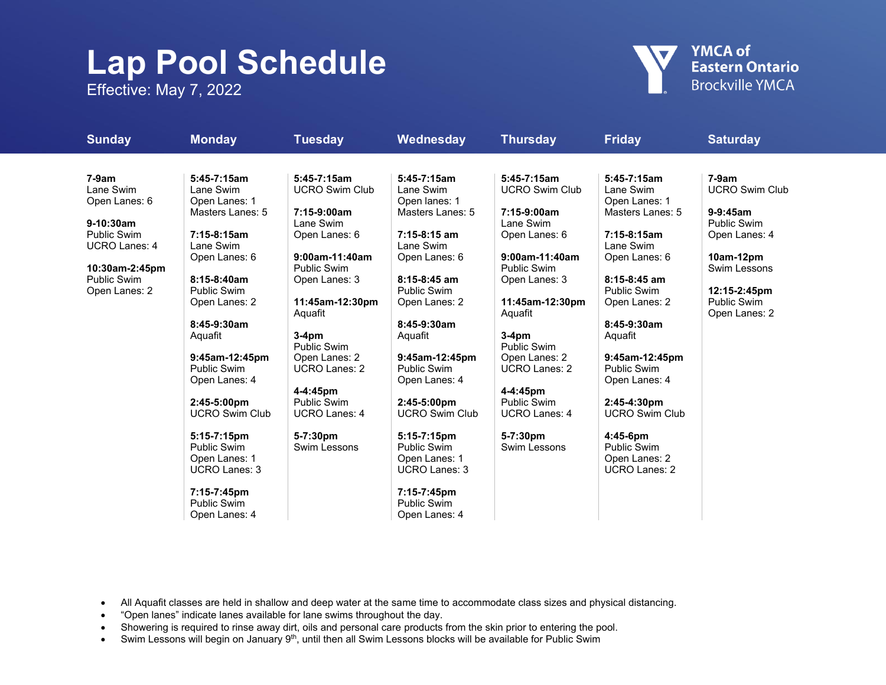# Lap Pool Schedule

Effective: May 7, 2022

YMCA of Eastern Ontario
Brockville YMCA

| Sunday | Monday | Tuesday | Wednesday | Thursday | Friday | Saturday |
|---|---|---|---|---|---|---|
| **7-9am**<br>Lane Swim<br>Open Lanes: 6<br><br>**9-10:30am**<br>Public Swim<br>UCRO Lanes: 4<br><br>**10:30am-2:45pm**<br>Public Swim<br>Open Lanes: 2 | **5:45-7:15am**<br>Lane Swim<br>Open Lanes: 1<br>Masters Lanes: 5<br><br>**7:15-8:15am**<br>Lane Swim<br>Open Lanes: 6<br><br>**8:15-8:40am**<br>Public Swim<br>Open Lanes: 2<br><br>**8:45-9:30am**<br>Aquafit<br><br>**9:45am-12:45pm**<br>Public Swim<br>Open Lanes: 4<br><br>**2:45-5:00pm**<br>UCRO Swim Club<br><br>**5:15-7:15pm**<br>Public Swim<br>Open Lanes: 1<br>UCRO Lanes: 3<br><br>**7:15-7:45pm**<br>Public Swim<br>Open Lanes: 4 | **5:45-7:15am**<br>UCRO Swim Club<br><br>**7:15-9:00am**<br>Lane Swim<br>Open Lanes: 6<br><br>**9:00am-11:40am**<br>Public Swim<br>Open Lanes: 3<br><br>**11:45am-12:30pm**<br>Aquafit<br><br>**3-4pm**<br>Public Swim<br>Open Lanes: 2<br>UCRO Lanes: 2<br><br>**4-4:45pm**<br>Public Swim<br>UCRO Lanes: 4<br><br>**5-7:30pm**<br>Swim Lessons | **5:45-7:15am**<br>Lane Swim<br>Open lanes: 1<br>Masters Lanes: 5<br><br>**7:15-8:15 am**<br>Lane Swim<br>Open Lanes: 6<br><br>**8:15-8:45 am**<br>Public Swim<br>Open Lanes: 2<br><br>**8:45-9:30am**<br>Aquafit<br><br>**9:45am-12:45pm**<br>Public Swim<br>Open Lanes: 4<br><br>**2:45-5:00pm**<br>UCRO Swim Club<br><br>**5:15-7:15pm**<br>Public Swim<br>Open Lanes: 1<br>UCRO Lanes: 3<br><br>**7:15-7:45pm**<br>Public Swim<br>Open Lanes: 4 | **5:45-7:15am**<br>UCRO Swim Club<br><br>**7:15-9:00am**<br>Lane Swim<br>Open Lanes: 6<br><br>**9:00am-11:40am**<br>Public Swim<br>Open Lanes: 3<br><br>**11:45am-12:30pm**<br>Aquafit<br><br>**3-4pm**<br>Public Swim<br>Open Lanes: 2<br>UCRO Lanes: 2<br><br>**4-4:45pm**<br>Public Swim<br>UCRO Lanes: 4<br><br>**5-7:30pm**<br>Swim Lessons | **5:45-7:15am**<br>Lane Swim<br>Open Lanes: 1<br>Masters Lanes: 5<br><br>**7:15-8:15am**<br>Lane Swim<br>Open Lanes: 6<br><br>**8:15-8:45 am**<br>Public Swim<br>Open Lanes: 2<br><br>**8:45-9:30am**<br>Aquafit<br><br>**9:45am-12:45pm**<br>Public Swim<br>Open Lanes: 4<br><br>**2:45-4:30pm**<br>UCRO Swim Club<br><br>**4:45-6pm**<br>Public Swim<br>Open Lanes: 2<br>UCRO Lanes: 2 | **7-9am**<br>UCRO Swim Club<br><br>**9-9:45am**<br>Public Swim<br>Open Lanes: 4<br><br>**10am-12pm**<br>Swim Lessons<br><br>**12:15-2:45pm**<br>Public Swim<br>Open Lanes: 2 |

- All Aquafit classes are held in shallow and deep water at the same time to accommodate class sizes and physical distancing.
- "Open lanes" indicate lanes available for lane swims throughout the day.
- Showering is required to rinse away dirt, oils and personal care products from the skin prior to entering the pool.
- Swim Lessons will begin on January 9th, until then all Swim Lessons blocks will be available for Public Swim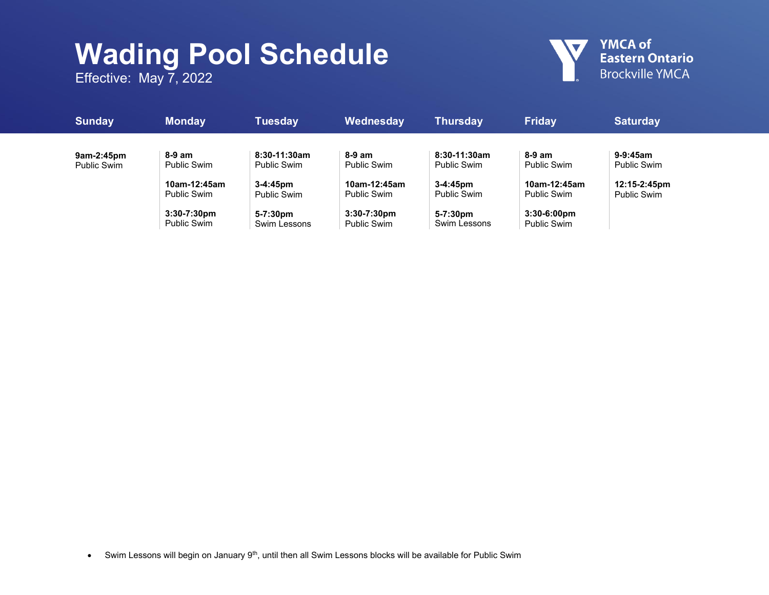# Wading Pool Schedule

Effective: May 7, 2022

YMCA of Eastern Ontario
Brockville YMCA

| Sunday | Monday | Tuesday | Wednesday | Thursday | Friday | Saturday |
|---|---|---|---|---|---|---|
| **9am-2:45pm** Public Swim | **8-9 am** Public Swim | **8:30-11:30am** Public Swim | **8-9 am** Public Swim | **8:30-11:30am** Public Swim | **8-9 am** Public Swim | **9-9:45am** Public Swim |
| | **10am-12:45am** Public Swim | **3-4:45pm** Public Swim | **10am-12:45am** Public Swim | **3-4:45pm** Public Swim | **10am-12:45am** Public Swim | **12:15-2:45pm** Public Swim |
| | **3:30-7:30pm** Public Swim | **5-7:30pm** Swim Lessons | **3:30-7:30pm** Public Swim | **5-7:30pm** Swim Lessons | **3:30-6:00pm** Public Swim | |

- Swim Lessons will begin on January 9th, until then all Swim Lessons blocks will be available for Public Swim